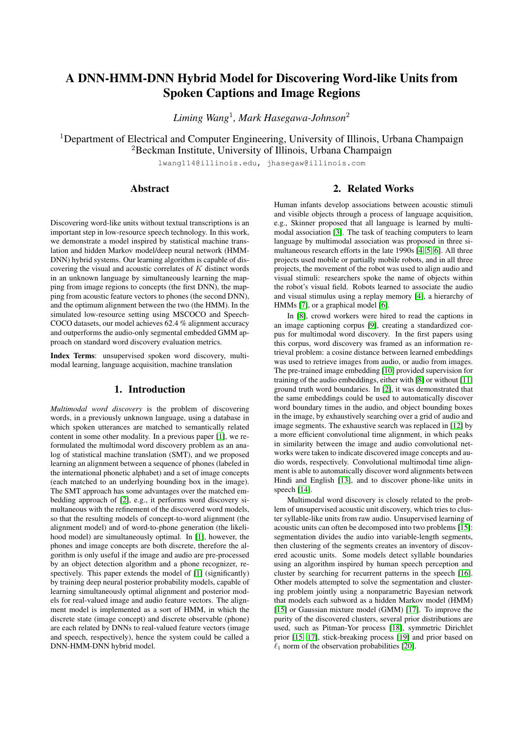# A DNN-HMM-DNN Hybrid Model for Discovering Word-like Units from Spoken Captions and Image Regions

*Liming Wang*[1], *Mark Hasegawa-Johnson*[2]

[1]Department of Electrical and Computer Engineering, University of Illinois, Urbana Champaign
[2]Beckman Institute, University of Illinois, Urbana Champaign

lwang114@illinois.edu, jhasegaw@illinois.com

## Abstract

Discovering word-like units without textual transcriptions is an important step in low-resource speech technology. In this work, we demonstrate a model inspired by statistical machine translation and hidden Markov model/deep neural network (HMM-DNN) hybrid systems. Our learning algorithm is capable of discovering the visual and acoustic correlates of $K$ distinct words in an unknown language by simultaneously learning the mapping from image regions to concepts (the first DNN), the mapping from acoustic feature vectors to phones (the second DNN), and the optimum alignment between the two (the HMM). In the simulated low-resource setting using MSCOCO and Speech-COCO datasets, our model achieves 62.4 % alignment accuracy and outperforms the audio-only segmental embedded GMM approach on standard word discovery evaluation metrics.

**Index Terms**: unsupervised spoken word discovery, multimodal learning, language acquisition, machine translation

## 1. Introduction

*Multimodal word discovery* is the problem of discovering words, in a previously unknown language, using a database in which spoken utterances are matched to semantically related content in some other modality. In a previous paper [1], we reformulated the multimodal word discovery problem as an analog of statistical machine translation (SMT), and we proposed learning an alignment between a sequence of phones (labeled in the international phonetic alphabet) and a set of image concepts (each matched to an underlying bounding box in the image). The SMT approach has some advantages over the matched embedding approach of [2], e.g., it performs word discovery simultaneous with the refinement of the discovered word models, so that the resulting models of concept-to-word alignment (the alignment model) and of word-to-phone generation (the likelihood model) are simultaneously optimal. In [1], however, the phones and image concepts are both discrete, therefore the algorithm is only useful if the image and audio are pre-processed by an object detection algorithm and a phone recognizer, respectively. This paper extends the model of [1] (significantly) by training deep neural posterior probability models, capable of learning simultaneously optimal alignment and posterior models for real-valued image and audio feature vectors. The alignment model is implemented as a sort of HMM, in which the discrete state (image concept) and discrete observable (phone) are each related by DNNs to real-valued feature vectors (image and speech, respectively), hence the system could be called a DNN-HMM-DNN hybrid model.

## 2. Related Works

Human infants develop associations between acoustic stimuli and visible objects through a process of language acquisition, e.g., Skinner proposed that all language is learned by multimodal association [3]. The task of teaching computers to learn language by multimodal association was proposed in three simultaneous research efforts in the late 1990s [4, 5, 6]. All three projects used mobile or partially mobile robots, and in all three projects, the movement of the robot was used to align audio and visual stimuli: researchers spoke the name of objects within the robot's visual field. Robots learned to associate the audio and visual stimulus using a replay memory [4], a hierarchy of HMMs [7], or a graphical model [6].

In [8], crowd workers were hired to read the captions in an image captioning corpus [9], creating a standardized corpus for multimodal word discovery. In the first papers using this corpus, word discovery was framed as an information retrieval problem: a cosine distance between learned embeddings was used to retrieve images from audio, or audio from images. The pre-trained image embedding [10] provided supervision for training of the audio embeddings, either with [8] or without [11] ground truth word boundaries. In [2], it was demonstrated that the same embeddings could be used to automatically discover word boundary times in the audio, and object bounding boxes in the image, by exhaustively searching over a grid of audio and image segments. The exhaustive search was replaced in [12] by a more efficient convolutional time alignment, in which peaks in similarity between the image and audio convolutional networks were taken to indicate discovered image concepts and audio words, respectively. Convolutional multimodal time alignment is able to automatically discover word alignments between Hindi and English [13], and to discover phone-like units in speech [14].

Multimodal word discovery is closely related to the problem of unsupervised acoustic unit discovery, which tries to cluster syllable-like units from raw audio. Unsupervised learning of acoustic units can often be decomposed into two problems [15]: segmentation divides the audio into variable-length segments, then clustering of the segments creates an inventory of discovered acoustic units. Some models detect syllable boundaries using an algorithm inspired by human speech perception and cluster by searching for recurrent patterns in the speech [16]. Other models attempted to solve the segmentation and clustering problem jointly using a nonparametric Bayesian network that models each subword as a hidden Markov model (HMM) [15] or Gaussian mixture model (GMM) [17]. To improve the purity of the discovered clusters, several prior distributions are used, such as Pitman-Yor process [18], symmetric Dirichlet prior [15, 17], stick-breaking process [19] and prior based on $\ell_1$ norm of the observation probabilities [20].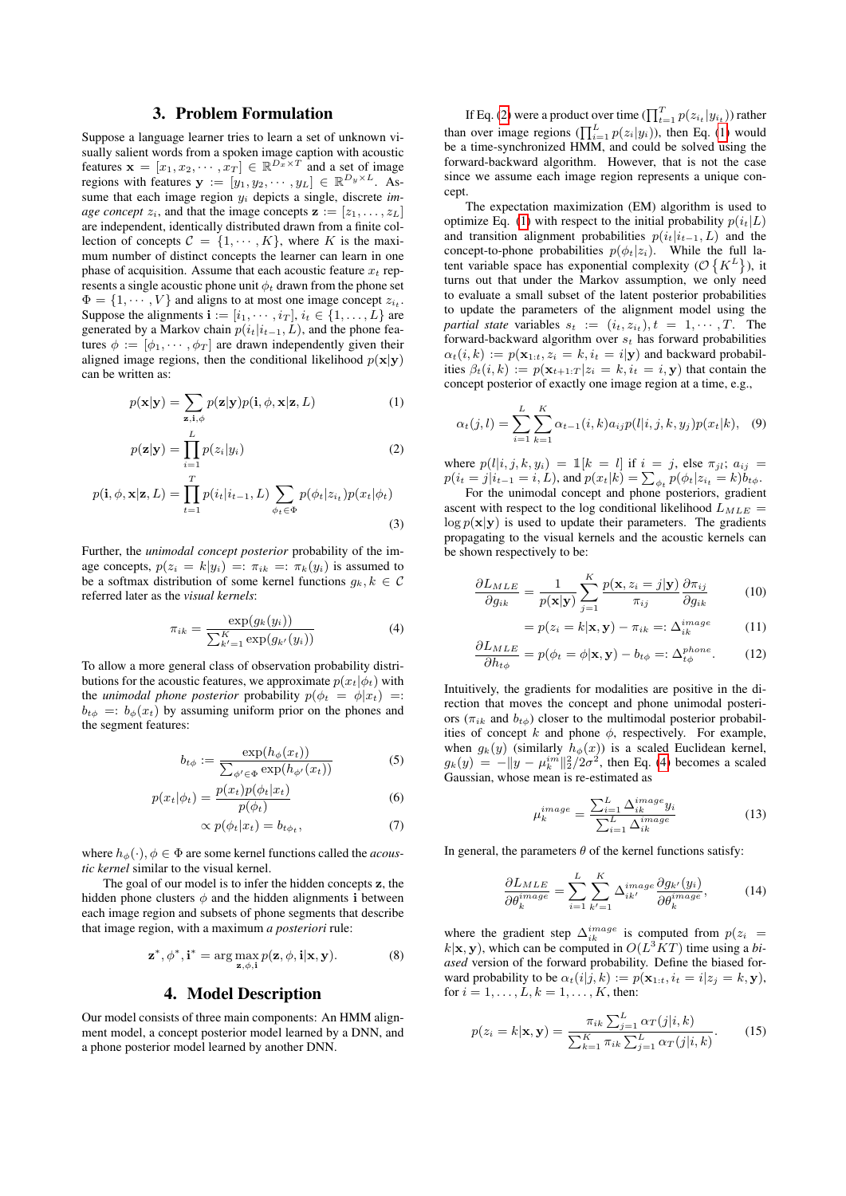## 3. Problem Formulation

Suppose a language learner tries to learn a set of unknown visually salient words from a spoken image caption with acoustic features $\mathbf{x} = [x_1, x_2, \cdots, x_T] \in \mathbb{R}^{D_x \times T}$ and a set of image regions with features $\mathbf{y} := [y_1, y_2, \cdots, y_L] \in \mathbb{R}^{D_y \times L}$. Assume that each image region $y_i$ depicts a single, discrete *image concept* $z_i$, and that the image concepts $\mathbf{z} := [z_1, \ldots, z_L]$ are independent, identically distributed drawn from a finite collection of concepts $\mathcal{C} = \{1, \cdots, K\}$, where $K$ is the maximum number of distinct concepts the learner can learn in one phase of acquisition. Assume that each acoustic feature $x_t$ represents a single acoustic phone unit $\phi_t$ drawn from the phone set $\Phi = \{1, \cdots, V\}$ and aligns to at most one image concept $z_{i_t}$. Suppose the alignments $\mathbf{i} := [i_1, \cdots, i_T]$, $i_t \in \{1, \cdots, L\}$ are generated by a Markov chain $p(i_t|i_{t-1}, L)$, and the phone features $\phi := [\phi_1, \cdots, \phi_T]$ are drawn independently given their aligned image regions, then the conditional likelihood $p(\mathbf{x}|\mathbf{y})$ can be written as:

$$p(\mathbf{x}|\mathbf{y}) = \sum_{\mathbf{z},\mathbf{i},\phi} p(\mathbf{z}|\mathbf{y}) p(\mathbf{i}, \phi, \mathbf{x}|\mathbf{z}, L) \tag{1}$$

$$p(\mathbf{z}|\mathbf{y}) = \prod_{i=1}^{L} p(z_i|y_i) \tag{2}$$

$$p(\mathbf{i}, \phi, \mathbf{x}|\mathbf{z}, L) = \prod_{t=1}^{T} p(i_t|i_{t-1}, L) \sum_{\phi_t \in \Phi} p(\phi_t|z_{i_t}) p(x_t|\phi_t) \tag{3}$$

Further, the *unimodal concept posterior* probability of the image concepts, $p(z_i = k|y_i) =: \pi_{ik} =: \pi_k(y_i)$ is assumed to be a softmax distribution of some kernel functions $g_k, k \in \mathcal{C}$ referred later as the *visual kernels*:

$$\pi_{ik} = \frac{\exp(g_k(y_i))}{\sum_{k'=1}^{K} \exp(g_{k'}(y_i))} \tag{4}$$

To allow a more general class of observation probability distributions for the acoustic features, we approximate $p(x_t|\phi_t)$ with the *unimodal phone posterior* probability $p(\phi_t = \phi|x_t) =: b_{t\phi} =: b_\phi(x_t)$ by assuming uniform prior on the phones and the segment features:

$$b_{t\phi} := \frac{\exp(h_\phi(x_t))}{\sum_{\phi' \in \Phi} \exp(h_{\phi'}(x_t))} \tag{5}$$

$$p(x_t|\phi_t) = \frac{p(x_t) p(\phi_t|x_t)}{p(\phi_t)} \tag{6}$$

$$\propto p(\phi_t|x_t) = b_{t\phi_t}, \tag{7}$$

where $h_\phi(\cdot), \phi \in \Phi$ are some kernel functions called the *acoustic kernel* similar to the visual kernel.

The goal of our model is to infer the hidden concepts $\mathbf{z}$, the hidden phone clusters $\phi$ and the hidden alignments $\mathbf{i}$ between each image region and subsets of phone segments that describe that image region, with a maximum *a posteriori* rule:

$$\mathbf{z}^*, \phi^*, \mathbf{i}^* = \arg\max_{\mathbf{z},\phi,\mathbf{i}} p(\mathbf{z}, \phi, \mathbf{i}|\mathbf{x}, \mathbf{y}). \tag{8}$$

## 4. Model Description

Our model consists of three main components: An HMM alignment model, a concept posterior model learned by a DNN, and a phone posterior model learned by another DNN.

If Eq. (2) were a product over time ($\prod_{t=1}^{T} p(z_{i_t}|y_{i_t})$) rather than over image regions ($\prod_{i=1}^{L} p(z_i|y_i)$), then Eq. (1) would be a time-synchronized HMM, and could be solved using the forward-backward algorithm. However, that is not the case since we assume each image region represents a unique concept.

The expectation maximization (EM) algorithm is used to optimize Eq. (1) with respect to the initial probability $p(i_t|L)$ and transition alignment probabilities $p(i_t|i_{t-1}, L)$ and the concept-to-phone probabilities $p(\phi_t|z_i)$. While the full latent variable space has exponential complexity ($\mathcal{O}\left\{K^L\right\}$), it turns out that under the Markov assumption, we only need to evaluate a small subset of the latent posterior probabilities to update the parameters of the alignment model using the *partial state* variables $s_t := (i_t, z_{i_t}), t = 1, \cdots, T$. The forward-backward algorithm over $s_t$ has forward probabilities $\alpha_t(i, k) := p(\mathbf{x}_{1:t}, z_i = k, i_t = i|\mathbf{y})$ and backward probabilities $\beta_t(i, k) := p(\mathbf{x}_{t+1:T}|z_i = k, i_t = i, \mathbf{y})$ that contain the concept posterior of exactly one image region at a time, e.g.,

$$\alpha_t(j, l) = \sum_{i=1}^{L} \sum_{k=1}^{K} \alpha_{t-1}(i, k) a_{ij} p(l|i, j, k, y_j) p(x_t|k), \tag{9}$$

where $p(l|i, j, k, y_i) = \mathbb{1}[k = l]$ if $i = j$, else $\pi_{jl}$; $a_{ij} = p(i_t = j|i_{t-1} = i, L)$, and $p(x_t|k) = \sum_{\phi_t} p(\phi_t|z_{i_t} = k) b_{t\phi}$.

For the unimodal concept and phone posteriors, gradient ascent with respect to the log conditional likelihood $L_{MLE} = \log p(\mathbf{x}|\mathbf{y})$ is used to update their parameters. The gradients propagating to the visual kernels and the acoustic kernels can be shown respectively to be:

$$\frac{\partial L_{MLE}}{\partial g_{ik}} = \frac{1}{p(\mathbf{x}|\mathbf{y})} \sum_{j=1}^{K} \frac{p(\mathbf{x}, z_i = j|\mathbf{y})}{\pi_{ij}} \frac{\partial \pi_{ij}}{\partial g_{ik}} \tag{10}$$

$$= p(z_i = k|\mathbf{x}, \mathbf{y}) - \pi_{ik} =: \Delta_{ik}^{image} \tag{11}$$

$$\frac{\partial L_{MLE}}{\partial h_{t\phi}} = p(\phi_t = \phi|\mathbf{x}, \mathbf{y}) - b_{t\phi} =: \Delta_{t\phi}^{phone}. \tag{12}$$

Intuitively, the gradients for modalities are positive in the direction that moves the concept and phone unimodal posteriors ($\pi_{ik}$ and $b_{t\phi}$) closer to the multimodal posterior probabilities of concept $k$ and phone $\phi$, respectively. For example, when $g_k(y)$ (similarly $h_\phi(x)$) is a scaled Euclidean kernel, $g_k(y) = -\|y - \mu_k^{im}\|_2^2 / 2\sigma^2$, then Eq. (4) becomes a scaled Gaussian, whose mean is re-estimated as

$$\mu_k^{image} = \frac{\sum_{i=1}^{L} \Delta_{ik}^{image} y_i}{\sum_{i=1}^{L} \Delta_{ik}^{image}} \tag{13}$$

In general, the parameters $\theta$ of the kernel functions satisfy:

$$\frac{\partial L_{MLE}}{\partial \theta_k^{image}} = \sum_{i=1}^{L} \sum_{k'=1}^{K} \Delta_{ik'}^{image} \frac{\partial g_{k'}(y_i)}{\partial \theta_k^{image}}, \tag{14}$$

where the gradient step $\Delta_{ik}^{image}$ is computed from $p(z_i = k|\mathbf{x}, \mathbf{y})$, which can be computed in $O(L^3 KT)$ time using a *biased* version of the forward probability. Define the biased forward probability to be $\alpha_t(i|j, k) := p(\mathbf{x}_{1:t}, i_t = i|z_j = k, \mathbf{y})$, for $i = 1, \ldots, L, k = 1, \ldots, K$, then:

$$p(z_i = k|\mathbf{x}, \mathbf{y}) = \frac{\pi_{ik} \sum_{j=1}^{L} \alpha_T(j|i, k)}{\sum_{k=1}^{K} \pi_{ik} \sum_{j=1}^{L} \alpha_T(j|i, k)}. \tag{15}$$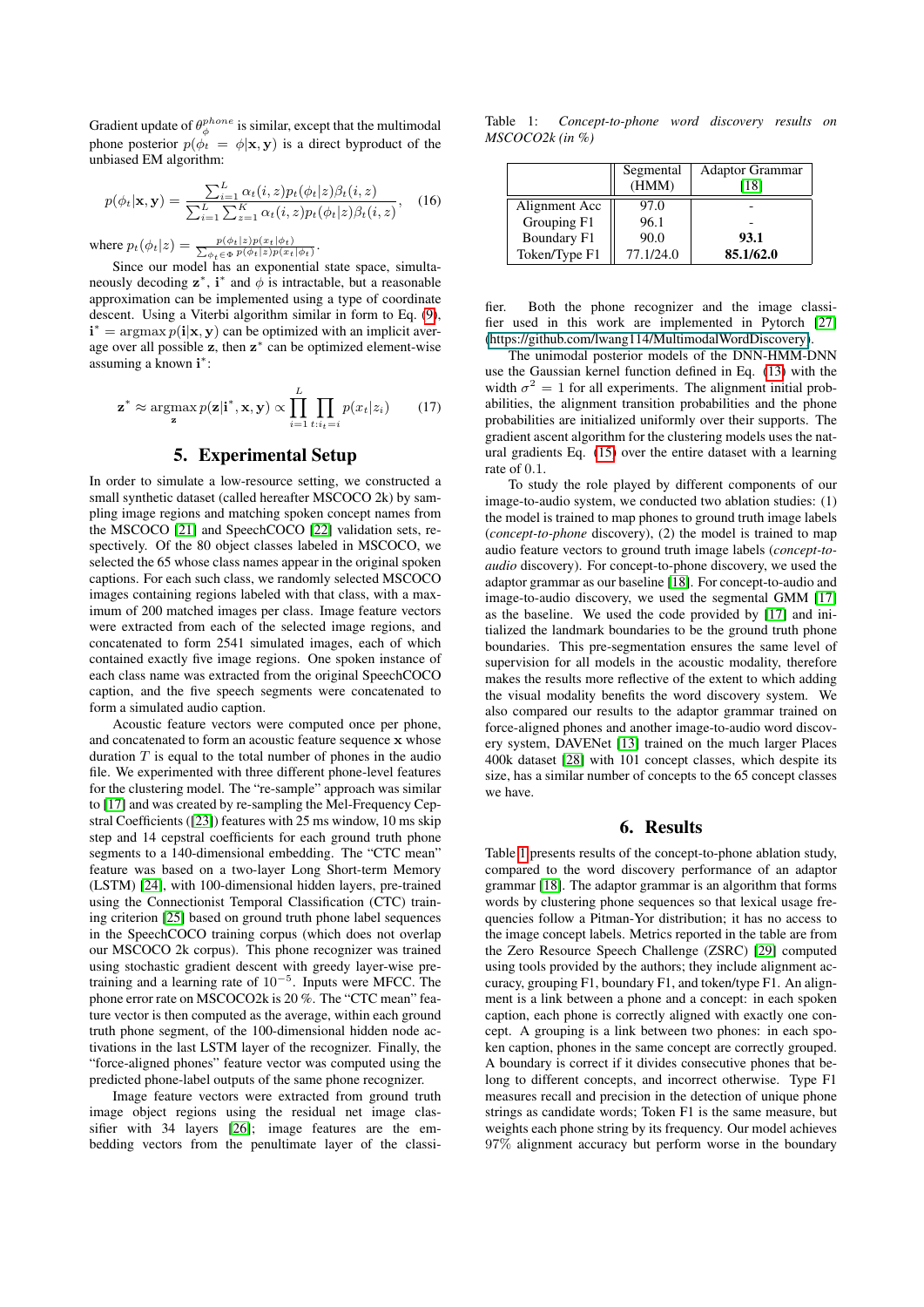Gradient update of $\theta^{phone}_{\phi}$ is similar, except that the multimodal phone posterior $p(\phi_t = \phi|\mathbf{x}, \mathbf{y})$ is a direct byproduct of the unbiased EM algorithm:

$$p(\phi_t|\mathbf{x}, \mathbf{y}) = \frac{\sum_{i=1}^{L} \alpha_t(i, z) p_t(\phi_t|z) \beta_t(i, z)}{\sum_{i=1}^{L} \sum_{z=1}^{K} \alpha_t(i, z) p_t(\phi_t|z) \beta_t(i, z)}, \quad (16)$$

where $p_t(\phi_t|z) = \frac{p(\phi_t|z)p(x_t|\phi_t)}{\sum_{\phi_t \in \Phi} p(\phi_t|z)p(x_t|\phi_t)}$.

Since our model has an exponential state space, simultaneously decoding $\mathbf{z}^*$, $\mathbf{i}^*$ and $\phi$ is intractable, but a reasonable approximation can be implemented using a type of coordinate descent. Using a Viterbi algorithm similar in form to Eq. (9), $\mathbf{i}^* = \operatorname{argmax} p(\mathbf{i}|\mathbf{x}, \mathbf{y})$ can be optimized with an implicit average over all possible $\mathbf{z}$, then $\mathbf{z}^*$ can be optimized element-wise assuming a known $\mathbf{i}^*$:

$$\mathbf{z}^* \approx \operatorname*{argmax}_{\mathbf{z}} p(\mathbf{z}|\mathbf{i}^*, \mathbf{x}, \mathbf{y}) \propto \prod_{i=1}^{L} \prod_{t: i_t = i} p(x_t|z_i) \quad (17)$$

## 5. Experimental Setup

In order to simulate a low-resource setting, we constructed a small synthetic dataset (called hereafter MSCOCO 2k) by sampling image regions and matching spoken concept names from the MSCOCO [21] and SpeechCOCO [22] validation sets, respectively. Of the 80 object classes labeled in MSCOCO, we selected the 65 whose class names appear in the original spoken captions. For each such class, we randomly selected MSCOCO images containing regions labeled with that class, with a maximum of 200 matched images per class. Image feature vectors were extracted from each of the selected image regions, and concatenated to form 2541 simulated images, each of which contained exactly five image regions. One spoken instance of each class name was extracted from the original SpeechCOCO caption, and the five speech segments were concatenated to form a simulated audio caption.

Acoustic feature vectors were computed once per phone, and concatenated to form an acoustic feature sequence $\mathbf{x}$ whose duration $T$ is equal to the total number of phones in the audio file. We experimented with three different phone-level features for the clustering model. The "re-sample" approach was similar to [17] and was created by re-sampling the Mel-Frequency Cepstral Coefficients ([23]) features with 25 ms window, 10 ms skip step and 14 cepstral coefficients for each ground truth phone segments to a 140-dimensional embedding. The "CTC mean" feature was based on a two-layer Long Short-term Memory (LSTM) [24], with 100-dimensional hidden layers, pre-trained using the Connectionist Temporal Classification (CTC) training criterion [25] based on ground truth phone label sequences in the SpeechCOCO training corpus (which does not overlap our MSCOCO 2k corpus). This phone recognizer was trained using stochastic gradient descent with greedy layer-wise pre-training and a learning rate of $10^{-5}$. Inputs were MFCC. The phone error rate on MSCOCO2k is 20 %. The "CTC mean" feature vector is then computed as the average, within each ground truth phone segment, of the 100-dimensional hidden node activations in the last LSTM layer of the recognizer. Finally, the "force-aligned phones" feature vector was computed using the predicted phone-label outputs of the same phone recognizer.

Image feature vectors were extracted from ground truth image object regions using the residual net image classifier with 34 layers [26]; image features are the embedding vectors from the penultimate layer of the classifier. Both the phone recognizer and the image classifier used in this work are implemented in Pytorch [27] (https://github.com/lwang114/MultimodalWordDiscovery).

The unimodal posterior models of the DNN-HMM-DNN use the Gaussian kernel function defined in Eq. (13) with the width $\sigma^2 = 1$ for all experiments. The alignment initial probabilities, the alignment transition probabilities and the phone probabilities are initialized uniformly over their supports. The gradient ascent algorithm for the clustering models uses the natural gradients Eq. (15) over the entire dataset with a learning rate of 0.1.

To study the role played by different components of our image-to-audio system, we conducted two ablation studies: (1) the model is trained to map phones to ground truth image labels (*concept-to-phone* discovery), (2) the model is trained to map audio feature vectors to ground truth image labels (*concept-to-audio* discovery). For concept-to-phone discovery, we used the adaptor grammar as our baseline [18]. For concept-to-audio and image-to-audio discovery, we used the segmental GMM [17] as the baseline. We used the code provided by [17] and initialized the landmark boundaries to be the ground truth phone boundaries. This pre-segmentation ensures the same level of supervision for all models in the acoustic modality, therefore makes the results more reflective of the extent to which adding the visual modality benefits the word discovery system. We also compared our results to the adaptor grammar trained on force-aligned phones and another image-to-audio word discovery system, DAVENet [13] trained on the much larger Places 400k dataset [28] with 101 concept classes, which despite its size, has a similar number of concepts to the 65 concept classes we have.

Table 1: *Concept-to-phone word discovery results on MSCOCO2k (in %)*

| | Segmental (HMM) | Adaptor Grammar [18] |
|---|---|---|
| Alignment Acc | 97.0 | - |
| Grouping F1 | 96.1 | - |
| Boundary F1 | 90.0 | **93.1** |
| Token/Type F1 | 77.1/24.0 | **85.1/62.0** |

## 6. Results

Table 1 presents results of the concept-to-phone ablation study, compared to the word discovery performance of an adaptor grammar [18]. The adaptor grammar is an algorithm that forms words by clustering phone sequences so that lexical usage frequencies follow a Pitman-Yor distribution; it has no access to the image concept labels. Metrics reported in the table are from the Zero Resource Speech Challenge (ZSRC) [29] computed using tools provided by the authors; they include alignment accuracy, grouping F1, boundary F1, and token/type F1. An alignment is a link between a phone and a concept: in each spoken caption, each phone is correctly aligned with exactly one concept. A grouping is a link between two phones: in each spoken caption, phones in the same concept are correctly grouped. A boundary is correct if it divides consecutive phones that belong to different concepts, and incorrect otherwise. Type F1 measures recall and precision in the detection of unique phone strings as candidate words; Token F1 is the same measure, but weights each phone string by its frequency. Our model achieves 97% alignment accuracy but perform worse in the boundary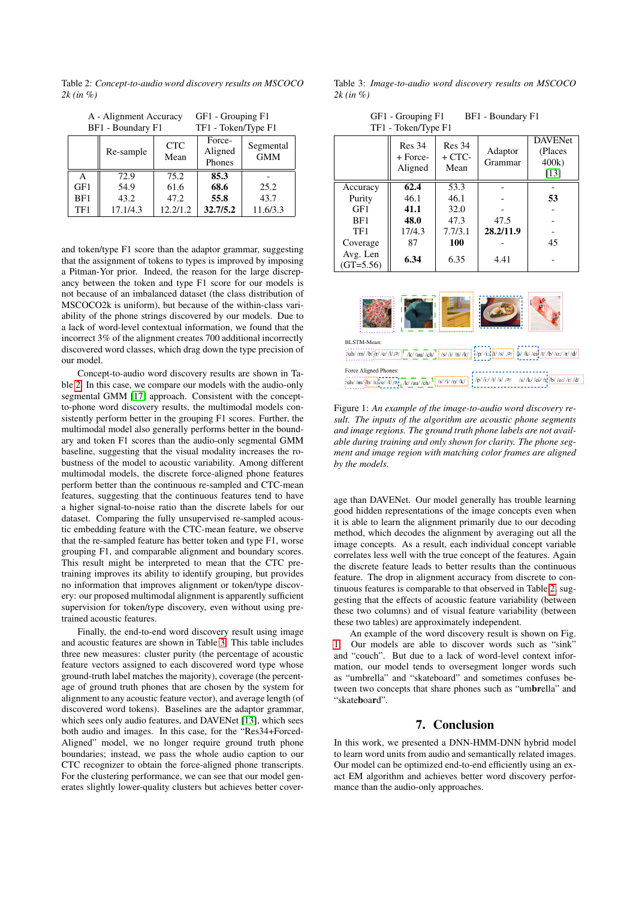Table 2: *Concept-to-audio word discovery results on MSCOCO 2k (in %)*

A - Alignment Accuracy    GF1 - Grouping F1
BF1 - Boundary F1    TF1 - Token/Type F1

| | Re-sample | CTC Mean | Force-Aligned Phones | Segmental GMM |
|---|---|---|---|---|
| A | 72.9 | 75.2 | **85.3** | - |
| GF1 | 54.9 | 61.6 | **68.6** | 25.2 |
| BF1 | 43.2 | 47.2 | **55.8** | 43.7 |
| TF1 | 17.1/4.3 | 12.2/1.2 | **32.7/5.2** | 11.6/3.3 |

and token/type F1 score than the adaptor grammar, suggesting that the assignment of tokens to types is improved by imposing a Pitman-Yor prior. Indeed, the reason for the large discrepancy between the token and type F1 score for our models is not because of an imbalanced dataset (the class distribution of MSCOCO2k is uniform), but because of the within-class variability of the phone strings discovered by our models. Due to a lack of word-level contextual information, we found that the incorrect 3% of the alignment creates 700 additional incorrectly discovered word classes, which drag down the type precision of our model.

Concept-to-audio word discovery results are shown in Table 2. In this case, we compare our models with the audio-only segmental GMM [17] approach. Consistent with the concept-to-phone word discovery results, the multimodal models consistently perform better in the grouping F1 scores. Further, the multimodal model also generally performs better in the boundary and token F1 scores than the audio-only segmental GMM baseline, suggesting that the visual modality increases the robustness of the model to acoustic variability. Among different multimodal models, the discrete force-aligned phone features perform better than the continuous re-sampled and CTC-mean features, suggesting that the continuous features tend to have a higher signal-to-noise ratio than the discrete labels for our dataset. Comparing the fully unsupervised re-sampled acoustic embedding feature with the CTC-mean feature, we observe that the re-sampled feature has better token and type F1, worse grouping F1, and comparable alignment and boundary scores. This result might be interpreted to mean that the CTC pre-training improves its ability to identify grouping, but provides no information that improves alignment or token/type discovery: our proposed multimodal alignment is apparently sufficient supervision for token/type discovery, even without using pre-trained acoustic features.

Finally, the end-to-end word discovery result using image and acoustic features are shown in Table 3. This table includes three new measures: cluster purity (the percentage of acoustic feature vectors assigned to each discovered word type whose ground-truth label matches the majority), coverage (the percentage of ground truth phones that are chosen by the system for alignment to any acoustic feature vector), and average length (of discovered word tokens). Baselines are the adaptor grammar, which sees only audio features, and DAVENet [13], which sees both audio and images. In this case, for the "Res34+Forced-Aligned" model, we no longer require ground truth phone boundaries; instead, we pass the whole audio caption to our CTC recognizer to obtain the force-aligned phone transcripts. For the clustering performance, we can see that our model generates slightly lower-quality clusters but achieves better coverage than DAVENet. Our model generally has trouble learning good hidden representations of the image concepts even when it is able to learn the alignment primarily due to our decoding method, which decodes the alignment by averaging out all the image concepts. As a result, each individual concept variable correlates less well with the true concept of the features. Again the discrete feature leads to better results than the continuous feature. The drop in alignment accuracy from discrete to continuous features is comparable to that observed in Table 2, suggesting that the effects of acoustic feature variability (between these two columns) and of visual feature variability (between these two tables) are approximately independent.

Table 3: *Image-to-audio word discovery results on MSCOCO 2k (in %)*

GF1 - Grouping F1    BF1 - Boundary F1
TF1 - Token/Type F1

| | Res 34 + Force-Aligned | Res 34 + CTC-Mean | Adaptor Grammar | DAVENet (Places 400k) [13] |
|---|---|---|---|---|
| Accuracy | **62.4** | 53.3 | - | - |
| Purity | 46.1 | 46.1 | - | **53** |
| GF1 | **41.1** | 32.0 | - | - |
| BF1 | **48.0** | 47.3 | 47.5 | - |
| TF1 | 17/4.3 | 7.7/3.1 | **28.2/11.9** | - |
| Coverage | 87 | **100** | - | 45 |
| Avg. Len (GT=5.56) | **6.34** | 6.35 | 4.41 | - |

Figure 1: *An example of the image-to-audio word discovery result. The inputs of the algorithm are acoustic phone segments and image regions. The ground truth phone labels are not available during training and only shown for clarity. The phone segment and image region with matching color frames are aligned by the models.*

An example of the word discovery result is shown on Fig. 1. Our models are able to discover words such as "sink" and "couch". But due to a lack of word-level context information, our model tends to oversegment longer words such as "umbrella" and "skateboard" and sometimes confuses between two concepts that share phones such as "um**br**ella" and "skate**b**oa**r**d".

## 7. Conclusion

In this work, we presented a DNN-HMM-DNN hybrid model to learn word units from audio and semantically related images. Our model can be optimized end-to-end efficiently using an exact EM algorithm and achieves better word discovery performance than the audio-only approaches.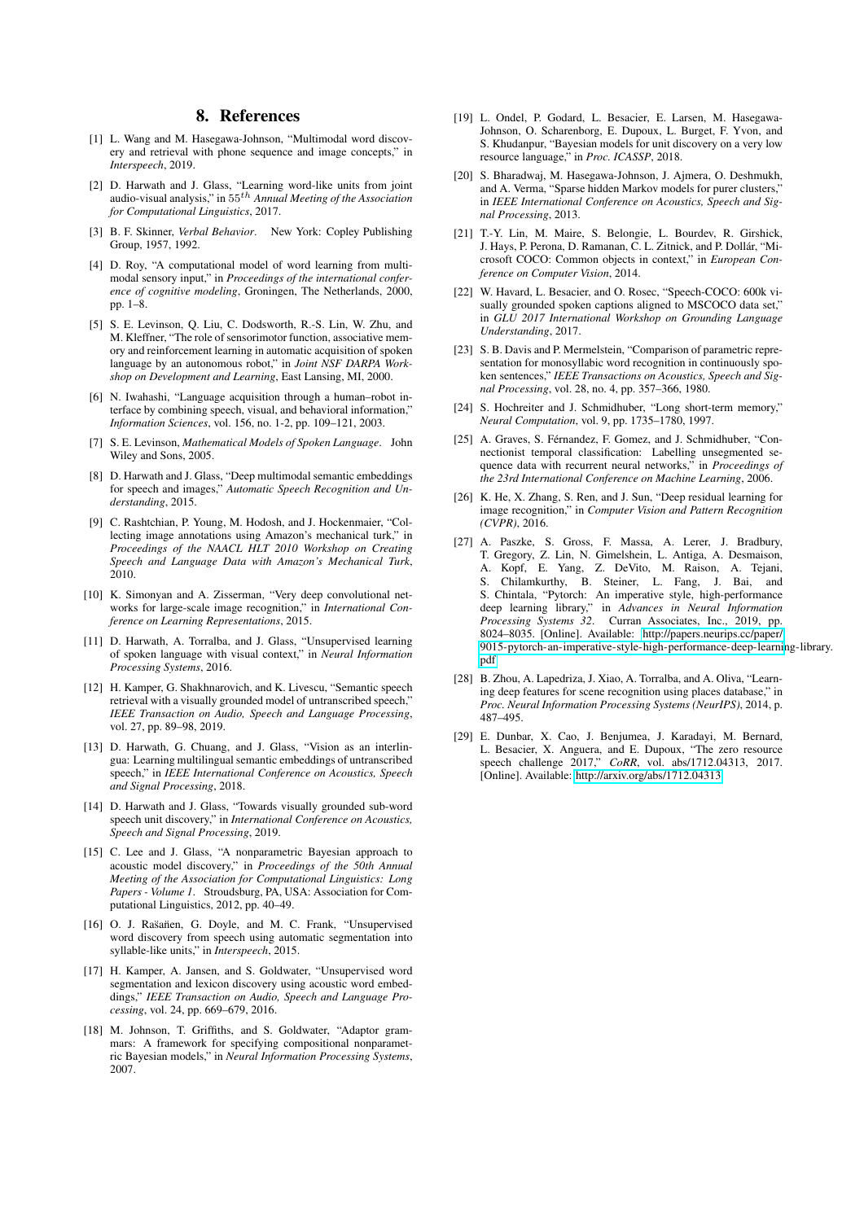## 8. References

[1] L. Wang and M. Hasegawa-Johnson, "Multimodal word discovery and retrieval with phone sequence and image concepts," in *Interspeech*, 2019.

[2] D. Harwath and J. Glass, "Learning word-like units from joint audio-visual analysis," in $55^{th}$ *Annual Meeting of the Association for Computational Linguistics*, 2017.

[3] B. F. Skinner, *Verbal Behavior*. New York: Copley Publishing Group, 1957, 1992.

[4] D. Roy, "A computational model of word learning from multimodal sensory input," in *Proceedings of the international conference of cognitive modeling*, Groningen, The Netherlands, 2000, pp. 1–8.

[5] S. E. Levinson, Q. Liu, C. Dodsworth, R.-S. Lin, W. Zhu, and M. Kleffner, "The role of sensorimotor function, associative memory and reinforcement learning in automatic acquisition of spoken language by an autonomous robot," in *Joint NSF DARPA Workshop on Development and Learning*, East Lansing, MI, 2000.

[6] N. Iwahashi, "Language acquisition through a human–robot interface by combining speech, visual, and behavioral information," *Information Sciences*, vol. 156, no. 1-2, pp. 109–121, 2003.

[7] S. E. Levinson, *Mathematical Models of Spoken Language*. John Wiley and Sons, 2005.

[8] D. Harwath and J. Glass, "Deep multimodal semantic embeddings for speech and images," *Automatic Speech Recognition and Understanding*, 2015.

[9] C. Rashtchian, P. Young, M. Hodosh, and J. Hockenmaier, "Collecting image annotations using Amazon's mechanical turk," in *Proceedings of the NAACL HLT 2010 Workshop on Creating Speech and Language Data with Amazon's Mechanical Turk*, 2010.

[10] K. Simonyan and A. Zisserman, "Very deep convolutional networks for large-scale image recognition," in *International Conference on Learning Representations*, 2015.

[11] D. Harwath, A. Torralba, and J. Glass, "Unsupervised learning of spoken language with visual context," in *Neural Information Processing Systems*, 2016.

[12] H. Kamper, G. Shakhnarovich, and K. Livescu, "Semantic speech retrieval with a visually grounded model of untranscribed speech," *IEEE Transaction on Audio, Speech and Language Processing*, vol. 27, pp. 89–98, 2019.

[13] D. Harwath, G. Chuang, and J. Glass, "Vision as an interlingua: Learning multilingual semantic embeddings of untranscribed speech," in *IEEE International Conference on Acoustics, Speech and Signal Processing*, 2018.

[14] D. Harwath and J. Glass, "Towards visually grounded sub-word speech unit discovery," in *International Conference on Acoustics, Speech and Signal Processing*, 2019.

[15] C. Lee and J. Glass, "A nonparametric Bayesian approach to acoustic model discovery," in *Proceedings of the 50th Annual Meeting of the Association for Computational Linguistics: Long Papers - Volume 1*. Stroudsburg, PA, USA: Association for Computational Linguistics, 2012, pp. 40–49.

[16] O. J. Rašañen, G. Doyle, and M. C. Frank, "Unsupervised word discovery from speech using automatic segmentation into syllable-like units," in *Interspeech*, 2015.

[17] H. Kamper, A. Jansen, and S. Goldwater, "Unsupervised word segmentation and lexicon discovery using acoustic word embeddings," *IEEE Transaction on Audio, Speech and Language Processing*, vol. 24, pp. 669–679, 2016.

[18] M. Johnson, T. Griffiths, and S. Goldwater, "Adaptor grammars: A framework for specifying compositional nonparametric Bayesian models," in *Neural Information Processing Systems*, 2007.

[19] L. Ondel, P. Godard, L. Besacier, E. Larsen, M. Hasegawa-Johnson, O. Scharenborg, E. Dupoux, L. Burget, F. Yvon, and S. Khudanpur, "Bayesian models for unit discovery on a very low resource language," in *Proc. ICASSP*, 2018.

[20] S. Bharadwaj, M. Hasegawa-Johnson, J. Ajmera, O. Deshmukh, and A. Verma, "Sparse hidden Markov models for purer clusters," in *IEEE International Conference on Acoustics, Speech and Signal Processing*, 2013.

[21] T.-Y. Lin, M. Maire, S. Belongie, L. Bourdev, R. Girshick, J. Hays, P. Perona, D. Ramanan, C. L. Zitnick, and P. Dollár, "Microsoft COCO: Common objects in context," in *European Conference on Computer Vision*, 2014.

[22] W. Havard, L. Besacier, and O. Rosec, "Speech-COCO: 600k visually grounded spoken captions aligned to MSCOCO data set," in *GLU 2017 International Workshop on Grounding Language Understanding*, 2017.

[23] S. B. Davis and P. Mermelstein, "Comparison of parametric representation for monosyllabic word recognition in continuously spoken sentences," *IEEE Transactions on Acoustics, Speech and Signal Processing*, vol. 28, no. 4, pp. 357–366, 1980.

[24] S. Hochreiter and J. Schmidhuber, "Long short-term memory," *Neural Computation*, vol. 9, pp. 1735–1780, 1997.

[25] A. Graves, S. Férnandez, F. Gomez, and J. Schmidhuber, "Connectionist temporal classification: Labelling unsegmented sequence data with recurrent neural networks," in *Proceedings of the 23rd International Conference on Machine Learning*, 2006.

[26] K. He, X. Zhang, S. Ren, and J. Sun, "Deep residual learning for image recognition," in *Computer Vision and Pattern Recognition (CVPR)*, 2016.

[27] A. Paszke, S. Gross, F. Massa, A. Lerer, J. Bradbury, T. Gregory, Z. Lin, N. Gimelshein, L. Antiga, A. Desmaison, A. Kopf, E. Yang, Z. DeVito, M. Raison, A. Tejani, S. Chilamkurthy, B. Steiner, L. Fang, J. Bai, and S. Chintala, "Pytorch: An imperative style, high-performance deep learning library," in *Advances in Neural Information Processing Systems 32*. Curran Associates, Inc., 2019, pp. 8024–8035. [Online]. Available: http://papers.neurips.cc/paper/9015-pytorch-an-imperative-style-high-performance-deep-learning-library.pdf

[28] B. Zhou, A. Lapedriza, J. Xiao, A. Torralba, and A. Oliva, "Learning deep features for scene recognition using places database," in *Proc. Neural Information Processing Systems (NeurIPS)*, 2014, p. 487–495.

[29] E. Dunbar, X. Cao, J. Benjumea, J. Karadayi, M. Bernard, L. Besacier, X. Anguera, and E. Dupoux, "The zero resource speech challenge 2017," *CoRR*, vol. abs/1712.04313, 2017. [Online]. Available: http://arxiv.org/abs/1712.04313